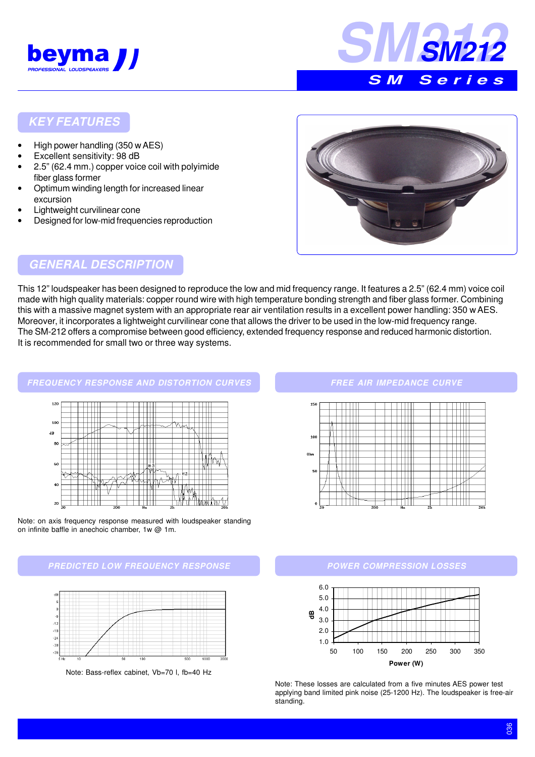beyma PROFESSIONAL LOUDSPEAKERS

# SM212

## SM Series

## KEY FEATURES

- High power handling (350 w AES)
- Excellent sensitivity: 98 dB
- 2.5" (62.4 mm.) copper voice coil with polyimide fiber glass former
- Optimum winding length for increased linear excursion
- Lightweight curvilinear cone
- Designed for low-mid frequencies reproduction

## GENERAL DESCRIPTION

This 12" loudspeaker has been designed to reproduce the low and mid frequency range. It features a 2.5" (62.4 mm) voice coil made with high quality materials: copper round wire with high temperature bonding strength and fiber glass former. Combining this with a massive magnet system with an appropriate rear air ventilation results in a excellent power handling: 350 w AES. Moreover, it incorporates a lightweight curvilinear cone that allows the driver to be used in the low-mid frequency range.
The SM-212 offers a compromise between good efficiency, extended frequency response and reduced harmonic distortion.
It is recommended for small two or three way systems.

## FREQUENCY RESPONSE AND DISTORTION CURVES

Note: on axis frequency response measured with loudspeaker standing on infinite baffle in anechoic chamber, 1w @ 1m.

## FREE AIR IMPEDANCE CURVE

## PREDICTED LOW FREQUENCY RESPONSE

Note: Bass-reflex cabinet, Vb=70 l, fb=40 Hz

## POWER COMPRESSION LOSSES

Note: These losses are calculated from a five minutes AES power test applying band limited pink noise (25-1200 Hz). The loudspeaker is free-air standing.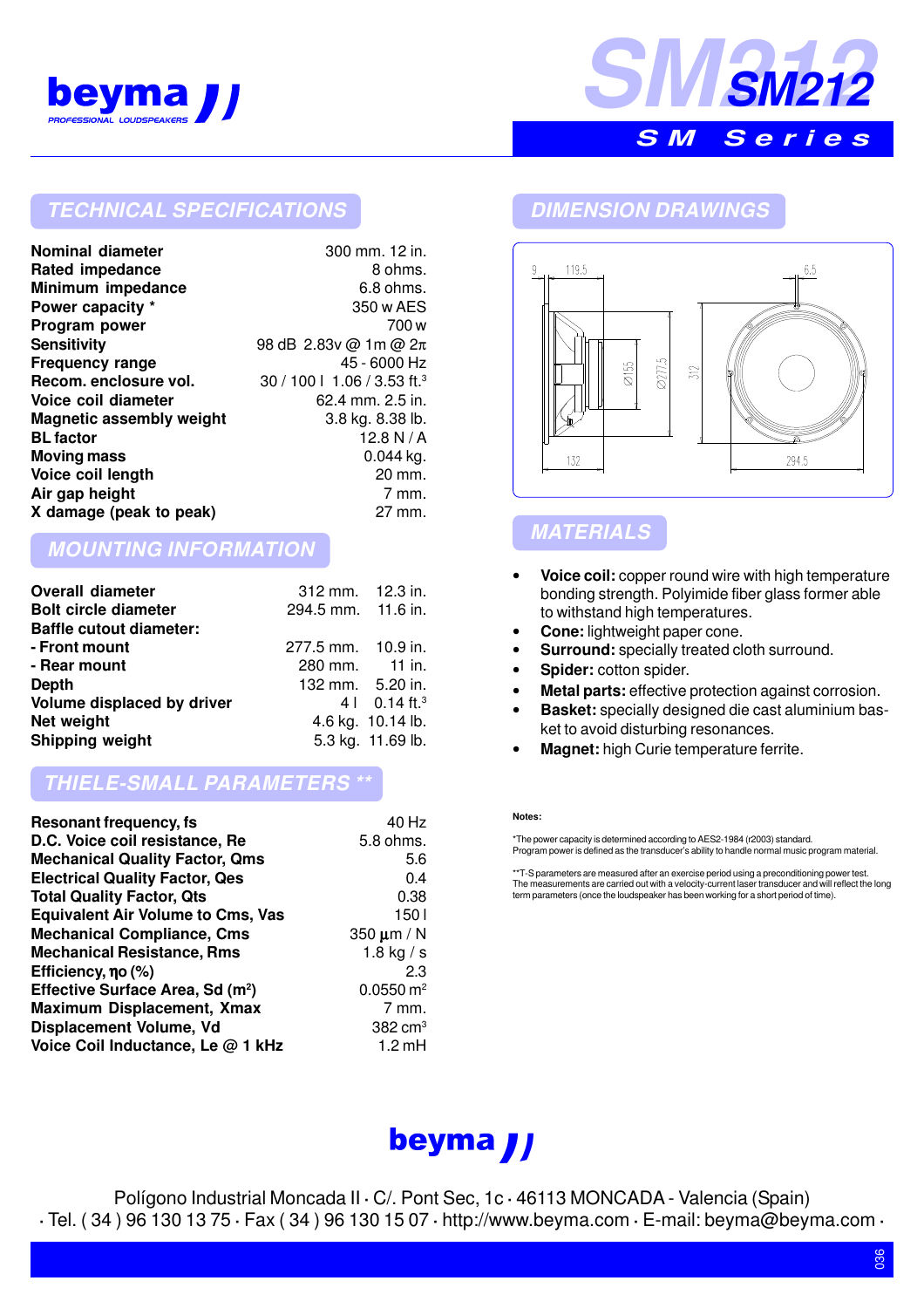beyma PROFESSIONAL LOUDSPEAKERS

# SM212

SM Series

## TECHNICAL SPECIFICATIONS

| | |
|---|---|
| **Nominal diameter** | 300 mm. 12 in. |
| **Rated impedance** | 8 ohms. |
| **Minimum impedance** | 6.8 ohms. |
| **Power capacity \*** | 350 w AES |
| **Program power** | 700 w |
| **Sensitivity** | 98 dB 2.83v @ 1m @ 2π |
| **Frequency range** | 45 - 6000 Hz |
| **Recom. enclosure vol.** | 30 / 100 l 1.06 / 3.53 ft.³ |
| **Voice coil diameter** | 62.4 mm. 2.5 in. |
| **Magnetic assembly weight** | 3.8 kg. 8.38 lb. |
| **BL factor** | 12.8 N / A |
| **Moving mass** | 0.044 kg. |
| **Voice coil length** | 20 mm. |
| **Air gap height** | 7 mm. |
| **X damage (peak to peak)** | 27 mm. |

## MOUNTING INFORMATION

| | | |
|---|---|---|
| **Overall diameter** | 312 mm. | 12.3 in. |
| **Bolt circle diameter** | 294.5 mm. | 11.6 in. |
| **Baffle cutout diameter:** | | |
| **- Front mount** | 277.5 mm. | 10.9 in. |
| **- Rear mount** | 280 mm. | 11 in. |
| **Depth** | 132 mm. | 5.20 in. |
| **Volume displaced by driver** | 4 l | 0.14 ft.³ |
| **Net weight** | 4.6 kg. | 10.14 lb. |
| **Shipping weight** | 5.3 kg. | 11.69 lb. |

## THIELE-SMALL PARAMETERS \*\*

| | |
|---|---|
| **Resonant frequency, fs** | 40 Hz |
| **D.C. Voice coil resistance, Re** | 5.8 ohms. |
| **Mechanical Quality Factor, Qms** | 5.6 |
| **Electrical Quality Factor, Qes** | 0.4 |
| **Total Quality Factor, Qts** | 0.38 |
| **Equivalent Air Volume to Cms, Vas** | 150 l |
| **Mechanical Compliance, Cms** | 350 µm / N |
| **Mechanical Resistance, Rms** | 1.8 kg / s |
| **Efficiency, ηo (%)** | 2.3 |
| **Effective Surface Area, Sd (m²)** | 0.0550 m² |
| **Maximum Displacement, Xmax** | 7 mm. |
| **Displacement Volume, Vd** | 382 cm³ |
| **Voice Coil Inductance, Le @ 1 kHz** | 1.2 mH |

## DIMENSION DRAWINGS

9
119.5
6.5
Ø155
Ø277.5
312
132
294.5

## MATERIALS

- **Voice coil:** copper round wire with high temperature bonding strength. Polyimide fiber glass former able to withstand high temperatures.
- **Cone:** lightweight paper cone.
- **Surround:** specially treated cloth surround.
- **Spider:** cotton spider.
- **Metal parts:** effective protection against corrosion.
- **Basket:** specially designed die cast aluminium basket to avoid disturbing resonances.
- **Magnet:** high Curie temperature ferrite.

**Notes:**

*The power capacity is determined according to AES2-1984 (r2003) standard.
Program power is defined as the transducer's ability to handle normal music program material.

**T-S parameters are measured after an exercise period using a preconditioning power test.
The measurements are carried out with a velocity-current laser transducer and will reflect the long term parameters (once the loudspeaker has been working for a short period of time).

beyma

Polígono Industrial Moncada II · C/. Pont Sec, 1c · 46113 MONCADA - Valencia (Spain)
· Tel. ( 34 ) 96 130 13 75 · Fax ( 34 ) 96 130 15 07 · http://www.beyma.com · E-mail: beyma@beyma.com ·

036